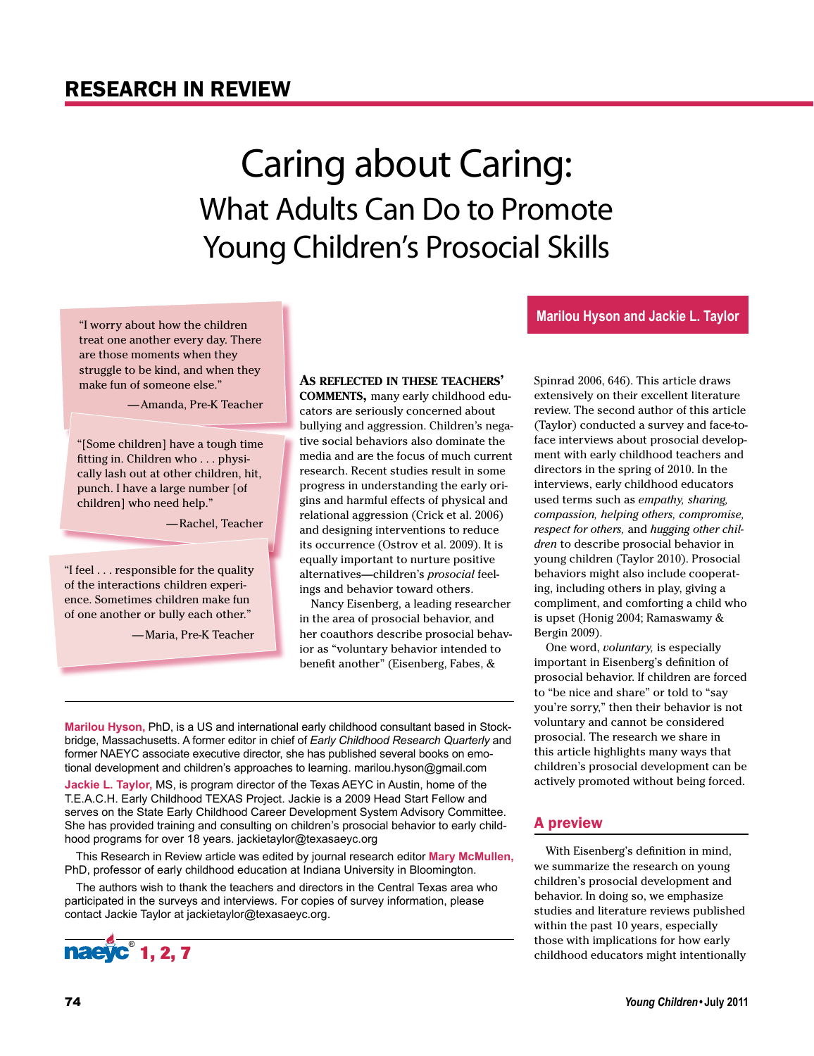## RESEARCH IN REVIEW

# Caring about Caring:
## What Adults Can Do to Promote Young Children's Prosocial Skills

**Marilou Hyson and Jackie L. Taylor**

> "I worry about how the children treat one another every day. There are those moments when they struggle to be kind, and when they make fun of someone else."
>
> —Amanda, Pre-K Teacher

> "[Some children] have a tough time fitting in. Children who . . . physically lash out at other children, hit, punch. I have a large number [of children] who need help."
>
> —Rachel, Teacher

> "I feel . . . responsible for the quality of the interactions children experience. Sometimes children make fun of one another or bully each other."
>
> —Maria, Pre-K Teacher

**As reflected in these teachers' comments,** many early childhood educators are seriously concerned about bullying and aggression. Children's negative social behaviors also dominate the media and are the focus of much current research. Recent studies result in some progress in understanding the early origins and harmful effects of physical and relational aggression (Crick et al. 2006) and designing interventions to reduce its occurrence (Ostrov et al. 2009). It is equally important to nurture positive alternatives—children's *prosocial* feelings and behavior toward others.

Nancy Eisenberg, a leading researcher in the area of prosocial behavior, and her coauthors describe prosocial behavior as "voluntary behavior intended to benefit another" (Eisenberg, Fabes, & Spinrad 2006, 646). This article draws extensively on their excellent literature review. The second author of this article (Taylor) conducted a survey and face-to-face interviews about prosocial development with early childhood teachers and directors in the spring of 2010. In the interviews, early childhood educators used terms such as *empathy, sharing, compassion, helping others, compromise, respect for others,* and *hugging other children* to describe prosocial behavior in young children (Taylor 2010). Prosocial behaviors might also include cooperating, including others in play, giving a compliment, and comforting a child who is upset (Honig 2004; Ramaswamy & Bergin 2009).

One word, *voluntary,* is especially important in Eisenberg's definition of prosocial behavior. If children are forced to "be nice and share" or told to "say you're sorry," then their behavior is not voluntary and cannot be considered prosocial. The research we share in this article highlights many ways that children's prosocial development can be actively promoted without being forced.

## A preview

With Eisenberg's definition in mind, we summarize the research on young children's prosocial development and behavior. In doing so, we emphasize studies and literature reviews published within the past 10 years, especially those with implications for how early childhood educators might intentionally

---

**Marilou Hyson,** PhD, is a US and international early childhood consultant based in Stockbridge, Massachusetts. A former editor in chief of *Early Childhood Research Quarterly* and former NAEYC associate executive director, she has published several books on emotional development and children's approaches to learning. marilou.hyson@gmail.com

**Jackie L. Taylor,** MS, is program director of the Texas AEYC in Austin, home of the T.E.A.C.H. Early Childhood TEXAS Project. Jackie is a 2009 Head Start Fellow and serves on the State Early Childhood Career Development System Advisory Committee. She has provided training and consulting on children's prosocial behavior to early childhood programs for over 18 years. jackietaylor@texasaeyc.org

This Research in Review article was edited by journal research editor **Mary McMullen,** PhD, professor of early childhood education at Indiana University in Bloomington.

The authors wish to thank the teachers and directors in the Central Texas area who participated in the surveys and interviews. For copies of survey information, please contact Jackie Taylor at jackietaylor@texasaeyc.org.

naeyc® 1, 2, 7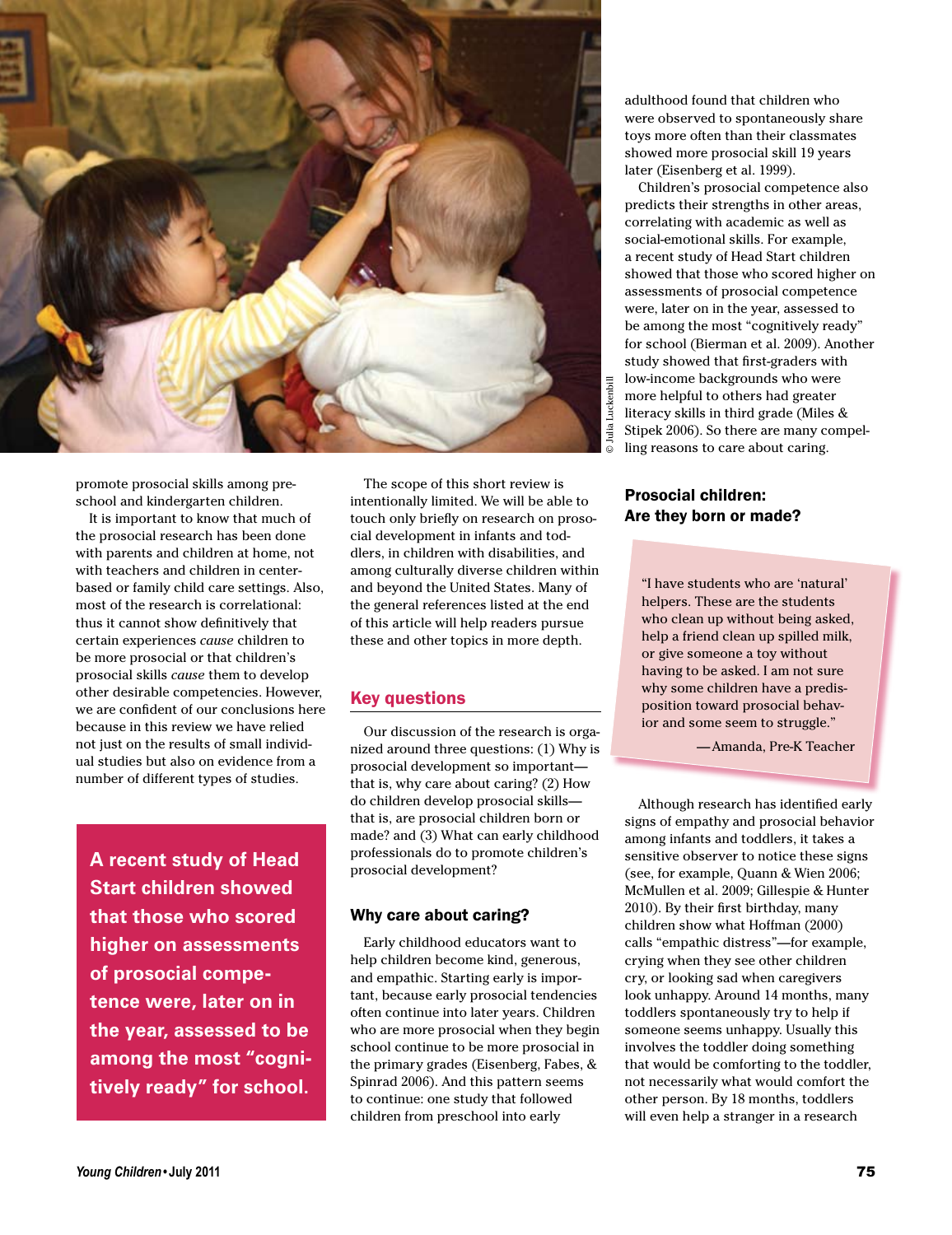promote prosocial skills among preschool and kindergarten children.

It is important to know that much of the prosocial research has been done with parents and children at home, not with teachers and children in center-based or family child care settings. Also, most of the research is correlational: thus it cannot show definitively that certain experiences *cause* children to be more prosocial or that children's prosocial skills *cause* them to develop other desirable competencies. However, we are confident of our conclusions here because in this review we have relied not just on the results of small individual studies but also on evidence from a number of different types of studies.

**A recent study of Head Start children showed that those who scored higher on assessments of prosocial competence were, later on in the year, assessed to be among the most "cognitively ready" for school.**

The scope of this short review is intentionally limited. We will be able to touch only briefly on research on prosocial development in infants and toddlers, in children with disabilities, and among culturally diverse children within and beyond the United States. Many of the general references listed at the end of this article will help readers pursue these and other topics in more depth.

## Key questions

Our discussion of the research is organized around three questions: (1) Why is prosocial development so important—that is, why care about caring? (2) How do children develop prosocial skills—that is, are prosocial children born or made? and (3) What can early childhood professionals do to promote children's prosocial development?

### Why care about caring?

Early childhood educators want to help children become kind, generous, and empathic. Starting early is important, because early prosocial tendencies often continue into later years. Children who are more prosocial when they begin school continue to be more prosocial in the primary grades (Eisenberg, Fabes, & Spinrad 2006). And this pattern seems to continue: one study that followed children from preschool into early adulthood found that children who were observed to spontaneously share toys more often than their classmates showed more prosocial skill 19 years later (Eisenberg et al. 1999).

Children's prosocial competence also predicts their strengths in other areas, correlating with academic as well as social-emotional skills. For example, a recent study of Head Start children showed that those who scored higher on assessments of prosocial competence were, later on in the year, assessed to be among the most "cognitively ready" for school (Bierman et al. 2009). Another study showed that first-graders with low-income backgrounds who were more helpful to others had greater literacy skills in third grade (Miles & Stipek 2006). So there are many compelling reasons to care about caring.

### Prosocial children: Are they born or made?

> "I have students who are 'natural' helpers. These are the students who clean up without being asked, help a friend clean up spilled milk, or give someone a toy without having to be asked. I am not sure why some children have a predisposition toward prosocial behavior and some seem to struggle."
>
> —Amanda, Pre-K Teacher

Although research has identified early signs of empathy and prosocial behavior among infants and toddlers, it takes a sensitive observer to notice these signs (see, for example, Quann & Wien 2006; McMullen et al. 2009; Gillespie & Hunter 2010). By their first birthday, many children show what Hoffman (2000) calls "empathic distress"—for example, crying when they see other children cry, or looking sad when caregivers look unhappy. Around 14 months, many toddlers spontaneously try to help if someone seems unhappy. Usually this involves the toddler doing something that would be comforting to the toddler, not necessarily what would comfort the other person. By 18 months, toddlers will even help a stranger in a research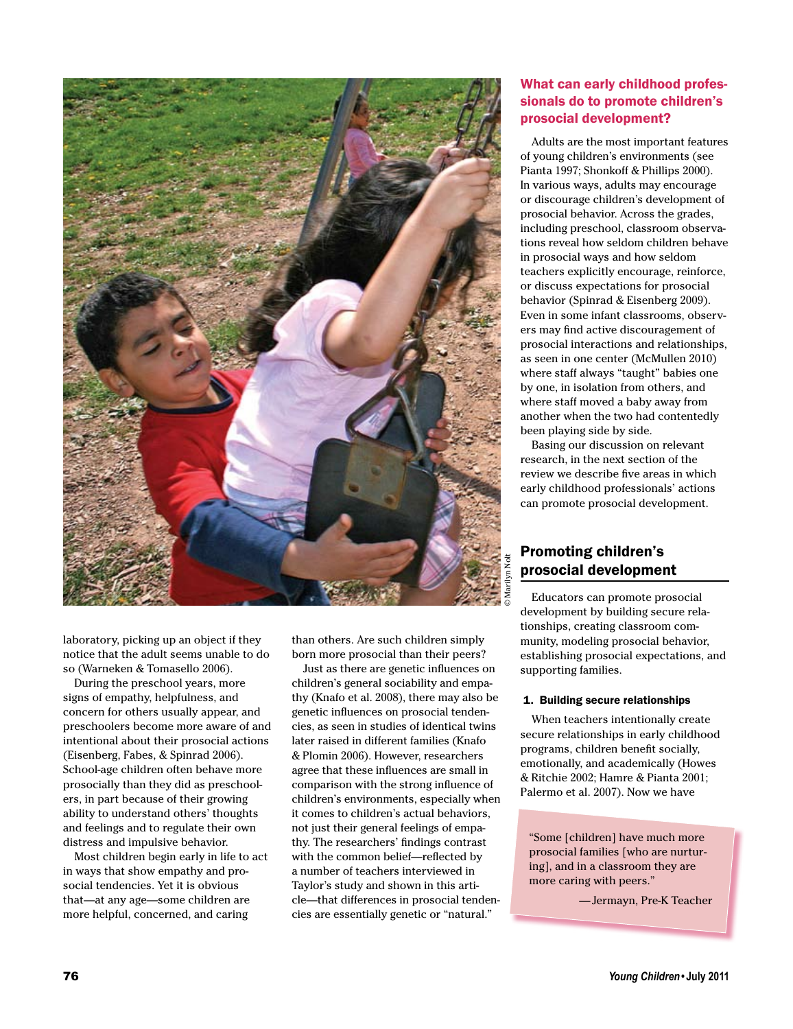laboratory, picking up an object if they notice that the adult seems unable to do so (Warneken & Tomasello 2006).

During the preschool years, more signs of empathy, helpfulness, and concern for others usually appear, and preschoolers become more aware of and intentional about their prosocial actions (Eisenberg, Fabes, & Spinrad 2006). School-age children often behave more prosocially than they did as preschoolers, in part because of their growing ability to understand others' thoughts and feelings and to regulate their own distress and impulsive behavior.

Most children begin early in life to act in ways that show empathy and prosocial tendencies. Yet it is obvious that—at any age—some children are more helpful, concerned, and caring than others. Are such children simply born more prosocial than their peers?

Just as there are genetic influences on children's general sociability and empathy (Knafo et al. 2008), there may also be genetic influences on prosocial tendencies, as seen in studies of identical twins later raised in different families (Knafo & Plomin 2006). However, researchers agree that these influences are small in comparison with the strong influence of children's environments, especially when it comes to children's actual behaviors, not just their general feelings of empathy. The researchers' findings contrast with the common belief—reflected by a number of teachers interviewed in Taylor's study and shown in this article—that differences in prosocial tendencies are essentially genetic or "natural."

## What can early childhood professionals do to promote children's prosocial development?

Adults are the most important features of young children's environments (see Pianta 1997; Shonkoff & Phillips 2000). In various ways, adults may encourage or discourage children's development of prosocial behavior. Across the grades, including preschool, classroom observations reveal how seldom children behave in prosocial ways and how seldom teachers explicitly encourage, reinforce, or discuss expectations for prosocial behavior (Spinrad & Eisenberg 2009). Even in some infant classrooms, observers may find active discouragement of prosocial interactions and relationships, as seen in one center (McMullen 2010) where staff always "taught" babies one by one, in isolation from others, and where staff moved a baby away from another when the two had contentedly been playing side by side.

Basing our discussion on relevant research, in the next section of the review we describe five areas in which early childhood professionals' actions can promote prosocial development.

## Promoting children's prosocial development

Educators can promote prosocial development by building secure relationships, creating classroom community, modeling prosocial behavior, establishing prosocial expectations, and supporting families.

### 1. Building secure relationships

When teachers intentionally create secure relationships in early childhood programs, children benefit socially, emotionally, and academically (Howes & Ritchie 2002; Hamre & Pianta 2001; Palermo et al. 2007). Now we have

> "Some [children] have much more prosocial families [who are nurturing], and in a classroom they are more caring with peers."
>
> —Jermayn, Pre-K Teacher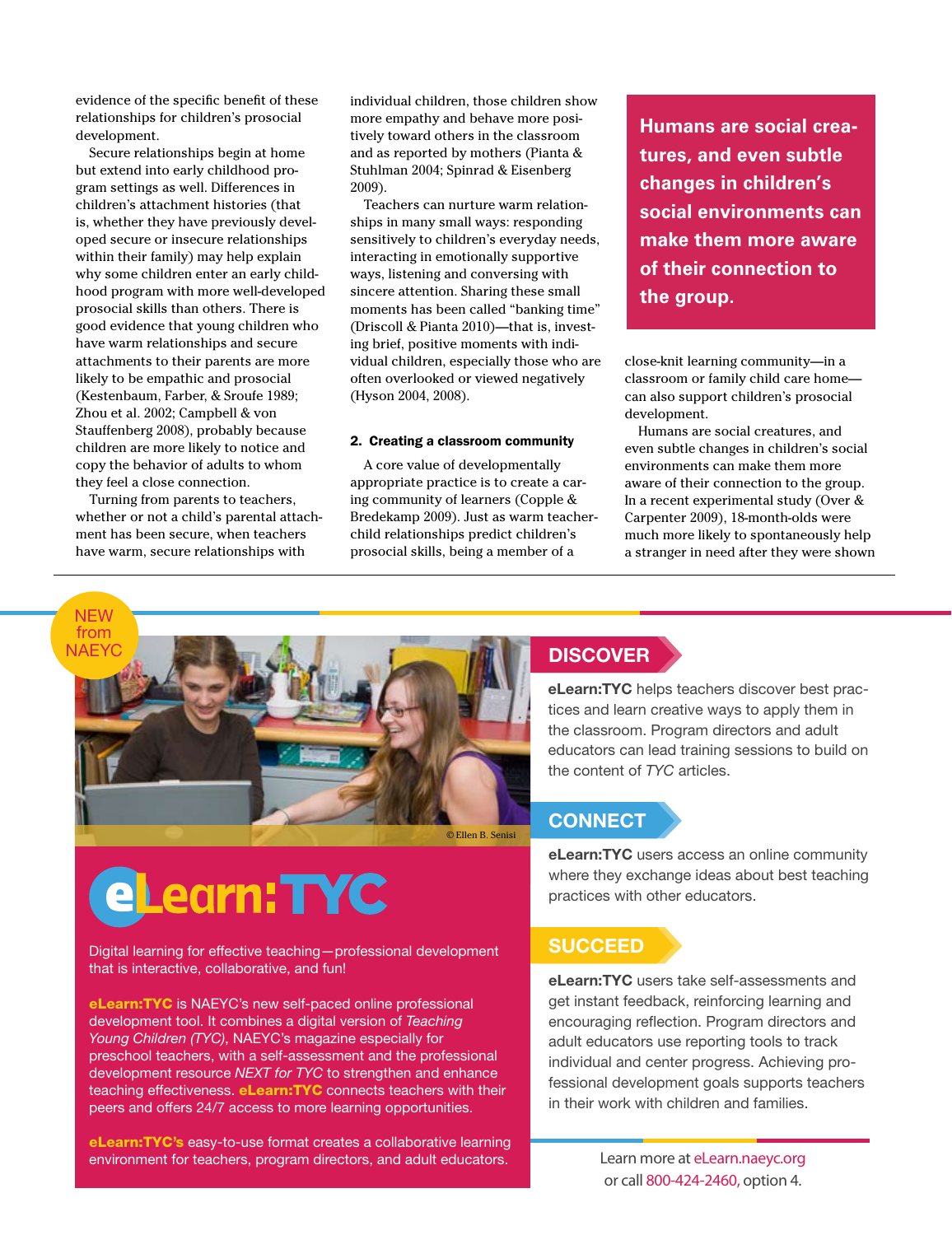evidence of the specific benefit of these relationships for children's prosocial development.

Secure relationships begin at home but extend into early childhood program settings as well. Differences in children's attachment histories (that is, whether they have previously developed secure or insecure relationships within their family) may help explain why some children enter an early childhood program with more well-developed prosocial skills than others. There is good evidence that young children who have warm relationships and secure attachments to their parents are more likely to be empathic and prosocial (Kestenbaum, Farber, & Sroufe 1989; Zhou et al. 2002; Campbell & von Stauffenberg 2008), probably because children are more likely to notice and copy the behavior of adults to whom they feel a close connection.

Turning from parents to teachers, whether or not a child's parental attachment has been secure, when teachers have warm, secure relationships with individual children, those children show more empathy and behave more positively toward others in the classroom and as reported by mothers (Pianta & Stuhlman 2004; Spinrad & Eisenberg 2009).

Teachers can nurture warm relationships in many small ways: responding sensitively to children's everyday needs, interacting in emotionally supportive ways, listening and conversing with sincere attention. Sharing these small moments has been called "banking time" (Driscoll & Pianta 2010)—that is, investing brief, positive moments with individual children, especially those who are often overlooked or viewed negatively (Hyson 2004, 2008).

### 2. Creating a classroom community

A core value of developmentally appropriate practice is to create a caring community of learners (Copple & Bredekamp 2009). Just as warm teacher-child relationships predict children's prosocial skills, being a member of a close-knit learning community—in a classroom or family child care home—can also support children's prosocial development.

**Humans are social creatures, and even subtle changes in children's social environments can make them more aware of their connection to the group.**

Humans are social creatures, and even subtle changes in children's social environments can make them more aware of their connection to the group. In a recent experimental study (Over & Carpenter 2009), 18-month-olds were much more likely to spontaneously help a stranger in need after they were shown

---

NEW from NAEYC

© Ellen B. Senisi

# eLearn:TYC

Digital learning for effective teaching—professional development that is interactive, collaborative, and fun!

**eLearn:TYC** is NAEYC's new self-paced online professional development tool. It combines a digital version of *Teaching Young Children (TYC)*, NAEYC's magazine especially for preschool teachers, with a self-assessment and the professional development resource *NEXT for TYC* to strengthen and enhance teaching effectiveness. **eLearn:TYC** connects teachers with their peers and offers 24/7 access to more learning opportunities.

**eLearn:TYC's** easy-to-use format creates a collaborative learning environment for teachers, program directors, and adult educators.

## DISCOVER

**eLearn:TYC** helps teachers discover best practices and learn creative ways to apply them in the classroom. Program directors and adult educators can lead training sessions to build on the content of *TYC* articles.

## CONNECT

**eLearn:TYC** users access an online community where they exchange ideas about best teaching practices with other educators.

## SUCCEED

**eLearn:TYC** users take self-assessments and get instant feedback, reinforcing learning and encouraging reflection. Program directors and adult educators use reporting tools to track individual and center progress. Achieving professional development goals supports teachers in their work with children and families.

Learn more at eLearn.naeyc.org or call 800-424-2460, option 4.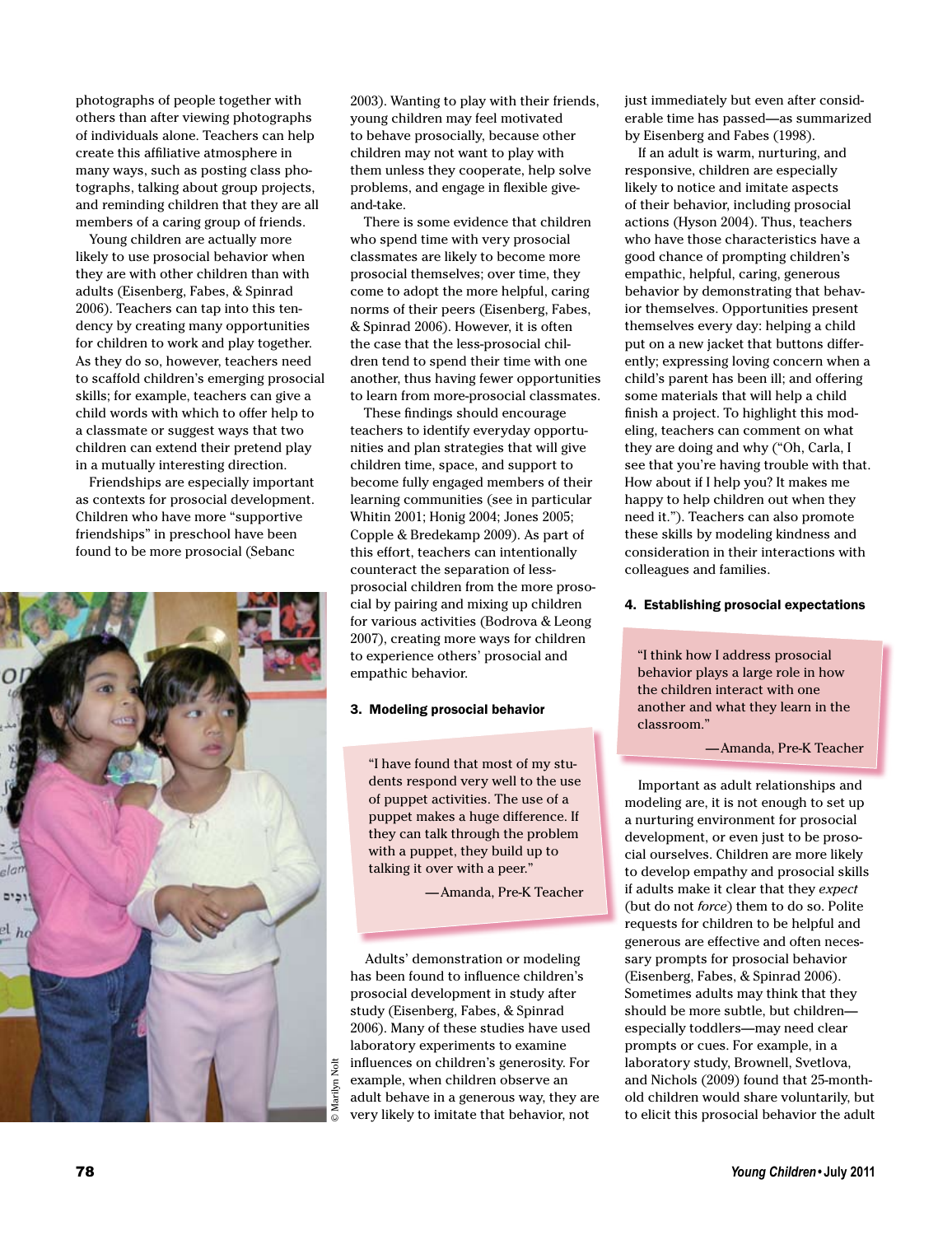photographs of people together with others than after viewing photographs of individuals alone. Teachers can help create this affiliative atmosphere in many ways, such as posting class photographs, talking about group projects, and reminding children that they are all members of a caring group of friends.

Young children are actually more likely to use prosocial behavior when they are with other children than with adults (Eisenberg, Fabes, & Spinrad 2006). Teachers can tap into this tendency by creating many opportunities for children to work and play together. As they do so, however, teachers need to scaffold children's emerging prosocial skills; for example, teachers can give a child words with which to offer help to a classmate or suggest ways that two children can extend their pretend play in a mutually interesting direction.

Friendships are especially important as contexts for prosocial development. Children who have more "supportive friendships" in preschool have been found to be more prosocial (Sebanc 2003). Wanting to play with their friends, young children may feel motivated to behave prosocially, because other children may not want to play with them unless they cooperate, help solve problems, and engage in flexible give-and-take.

There is some evidence that children who spend time with very prosocial classmates are likely to become more prosocial themselves; over time, they come to adopt the more helpful, caring norms of their peers (Eisenberg, Fabes, & Spinrad 2006). However, it is often the case that the less-prosocial children tend to spend their time with one another, thus having fewer opportunities to learn from more-prosocial classmates.

These findings should encourage teachers to identify everyday opportunities and plan strategies that will give children time, space, and support to become fully engaged members of their learning communities (see in particular Whitin 2001; Honig 2004; Jones 2005; Copple & Bredekamp 2009). As part of this effort, teachers can intentionally counteract the separation of less-prosocial children from the more prosocial by pairing and mixing up children for various activities (Bodrova & Leong 2007), creating more ways for children to experience others' prosocial and empathic behavior.

© Marilyn Nolt

### 3. Modeling prosocial behavior

> "I have found that most of my students respond very well to the use of puppet activities. The use of a puppet makes a huge difference. If they can talk through the problem with a puppet, they build up to talking it over with a peer."
>
> —Amanda, Pre-K Teacher

Adults' demonstration or modeling has been found to influence children's prosocial development in study after study (Eisenberg, Fabes, & Spinrad 2006). Many of these studies have used laboratory experiments to examine influences on children's generosity. For example, when children observe an adult behave in a generous way, they are very likely to imitate that behavior, not just immediately but even after considerable time has passed—as summarized by Eisenberg and Fabes (1998).

If an adult is warm, nurturing, and responsive, children are especially likely to notice and imitate aspects of their behavior, including prosocial actions (Hyson 2004). Thus, teachers who have those characteristics have a good chance of prompting children's empathic, helpful, caring, generous behavior by demonstrating that behavior themselves. Opportunities present themselves every day: helping a child put on a new jacket that buttons differently; expressing loving concern when a child's parent has been ill; and offering some materials that will help a child finish a project. To highlight this modeling, teachers can comment on what they are doing and why ("Oh, Carla, I see that you're having trouble with that. How about if I help you? It makes me happy to help children out when they need it."). Teachers can also promote these skills by modeling kindness and consideration in their interactions with colleagues and families.

### 4. Establishing prosocial expectations

> "I think how I address prosocial behavior plays a large role in how the children interact with one another and what they learn in the classroom."
>
> —Amanda, Pre-K Teacher

Important as adult relationships and modeling are, it is not enough to set up a nurturing environment for prosocial development, or even just to be prosocial ourselves. Children are more likely to develop empathy and prosocial skills if adults make it clear that they *expect* (but do not *force*) them to do so. Polite requests for children to be helpful and generous are effective and often necessary prompts for prosocial behavior (Eisenberg, Fabes, & Spinrad 2006). Sometimes adults may think that they should be more subtle, but children—especially toddlers—may need clear prompts or cues. For example, in a laboratory study, Brownell, Svetlova, and Nichols (2009) found that 25-month-old children would share voluntarily, but to elicit this prosocial behavior the adult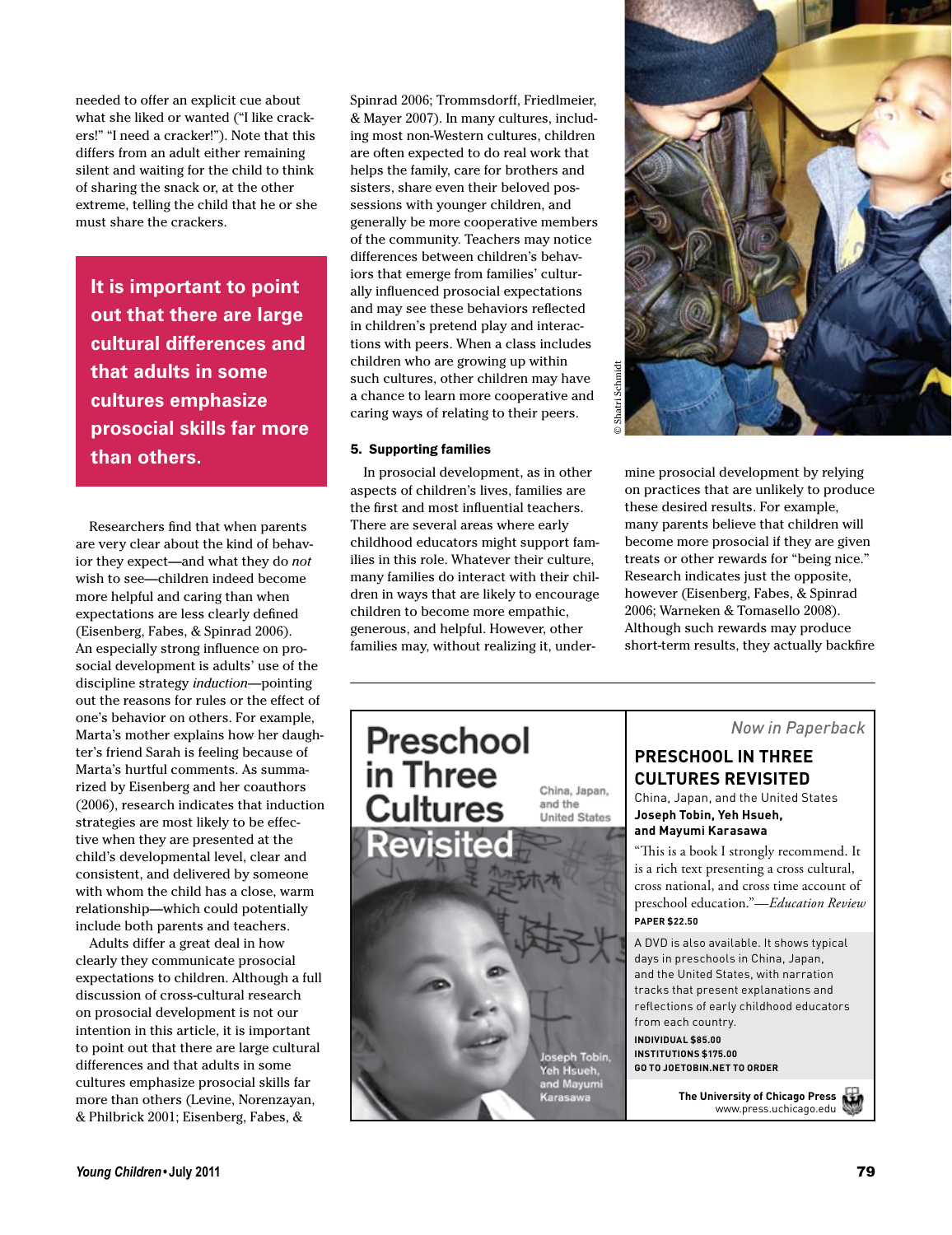needed to offer an explicit cue about what she liked or wanted ("I like crackers!" "I need a cracker!"). Note that this differs from an adult either remaining silent and waiting for the child to think of sharing the snack or, at the other extreme, telling the child that he or she must share the crackers.

**It is important to point out that there are large cultural differences and that adults in some cultures emphasize prosocial skills far more than others.**

Researchers find that when parents are very clear about the kind of behavior they expect—and what they do *not* wish to see—children indeed become more helpful and caring than when expectations are less clearly defined (Eisenberg, Fabes, & Spinrad 2006). An especially strong influence on prosocial development is adults' use of the discipline strategy *induction*—pointing out the reasons for rules or the effect of one's behavior on others. For example, Marta's mother explains how her daughter's friend Sarah is feeling because of Marta's hurtful comments. As summarized by Eisenberg and her coauthors (2006), research indicates that induction strategies are most likely to be effective when they are presented at the child's developmental level, clear and consistent, and delivered by someone with whom the child has a close, warm relationship—which could potentially include both parents and teachers.

Adults differ a great deal in how clearly they communicate prosocial expectations to children. Although a full discussion of cross-cultural research on prosocial development is not our intention in this article, it is important to point out that there are large cultural differences and that adults in some cultures emphasize prosocial skills far more than others (Levine, Norenzayan, & Philbrick 2001; Eisenberg, Fabes, & Spinrad 2006; Trommsdorff, Friedlmeier, & Mayer 2007). In many cultures, including most non-Western cultures, children are often expected to do real work that helps the family, care for brothers and sisters, share even their beloved possessions with younger children, and generally be more cooperative members of the community. Teachers may notice differences between children's behaviors that emerge from families' culturally influenced prosocial expectations and may see these behaviors reflected in children's pretend play and interactions with peers. When a class includes children who are growing up within such cultures, other children may have a chance to learn more cooperative and caring ways of relating to their peers.

© Shatri Schmidt

### 5. Supporting families

In prosocial development, as in other aspects of children's lives, families are the first and most influential teachers. There are several areas where early childhood educators might support families in this role. Whatever their culture, many families do interact with their children in ways that are likely to encourage children to become more empathic, generous, and helpful. However, other families may, without realizing it, undermine prosocial development by relying on practices that are unlikely to produce these desired results. For example, many parents believe that children will become more prosocial if they are given treats or other rewards for "being nice." Research indicates just the opposite, however (Eisenberg, Fabes, & Spinrad 2006; Warneken & Tomasello 2008). Although such rewards may produce short-term results, they actually backfire

---

*Now in Paperback*

**PRESCHOOL IN THREE CULTURES REVISITED**

China, Japan, and the United States

**Joseph Tobin, Yeh Hsueh, and Mayumi Karasawa**

"This is a book I strongly recommend. It is a rich text presenting a cross cultural, cross national, and cross time account of preschool education."—*Education Review*

**PAPER $22.50**

A DVD is also available. It shows typical days in preschools in China, Japan, and the United States, with narration tracks that present explanations and reflections of early childhood educators from each country.

**INDIVIDUAL $85.00**
**INSTITUTIONS $175.00**
**GO TO JOETOBIN.NET TO ORDER**

**The University of Chicago Press**
www.press.uchicago.edu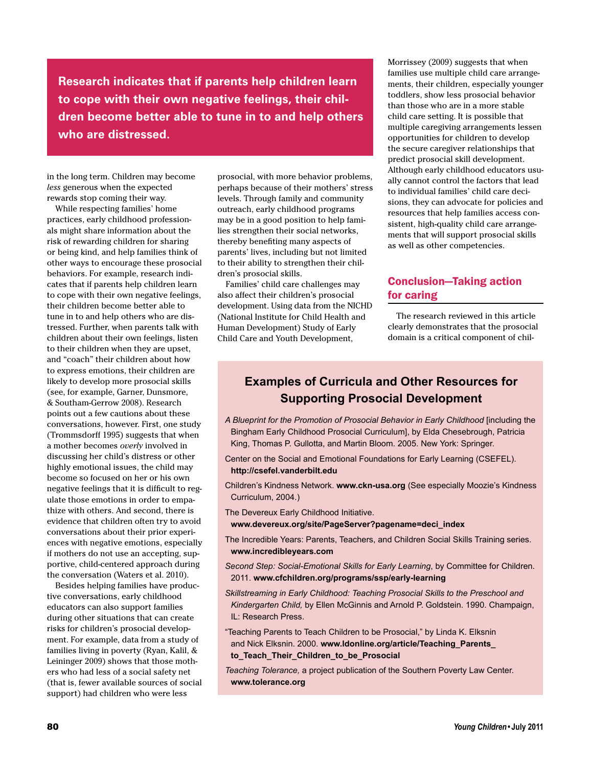**Research indicates that if parents help children learn to cope with their own negative feelings, their children become better able to tune in to and help others who are distressed.**

in the long term. Children may become *less* generous when the expected rewards stop coming their way.

While respecting families' home practices, early childhood professionals might share information about the risk of rewarding children for sharing or being kind, and help families think of other ways to encourage these prosocial behaviors. For example, research indicates that if parents help children learn to cope with their own negative feelings, their children become better able to tune in to and help others who are distressed. Further, when parents talk with children about their own feelings, listen to their children when they are upset, and "coach" their children about how to express emotions, their children are likely to develop more prosocial skills (see, for example, Garner, Dunsmore, & Southam-Gerrow 2008). Research points out a few cautions about these conversations, however. First, one study (Trommsdorff 1995) suggests that when a mother becomes *overly* involved in discussing her child's distress or other highly emotional issues, the child may become so focused on her or his own negative feelings that it is difficult to regulate those emotions in order to empathize with others. And second, there is evidence that children often try to avoid conversations about their prior experiences with negative emotions, especially if mothers do not use an accepting, supportive, child-centered approach during the conversation (Waters et al. 2010).

Besides helping families have productive conversations, early childhood educators can also support families during other situations that can create risks for children's prosocial development. For example, data from a study of families living in poverty (Ryan, Kalil, & Leininger 2009) shows that those mothers who had less of a social safety net (that is, fewer available sources of social support) had children who were less prosocial, with more behavior problems, perhaps because of their mothers' stress levels. Through family and community outreach, early childhood programs may be in a good position to help families strengthen their social networks, thereby benefiting many aspects of parents' lives, including but not limited to their ability to strengthen their children's prosocial skills.

Families' child care challenges may also affect their children's prosocial development. Using data from the NICHD (National Institute for Child Health and Human Development) Study of Early Child Care and Youth Development, Morrissey (2009) suggests that when families use multiple child care arrangements, their children, especially younger toddlers, show less prosocial behavior than those who are in a more stable child care setting. It is possible that multiple caregiving arrangements lessen opportunities for children to develop the secure caregiver relationships that predict prosocial skill development. Although early childhood educators usually cannot control the factors that lead to individual families' child care decisions, they can advocate for policies and resources that help families access consistent, high-quality child care arrangements that will support prosocial skills as well as other competencies.

## Conclusion—Taking action for caring

The research reviewed in this article clearly demonstrates that the prosocial domain is a critical component of chil-

### Examples of Curricula and Other Resources for Supporting Prosocial Development

*A Blueprint for the Promotion of Prosocial Behavior in Early Childhood* [including the Bingham Early Childhood Prosocial Curriculum], by Elda Chesebrough, Patricia King, Thomas P. Gullotta, and Martin Bloom. 2005. New York: Springer.

Center on the Social and Emotional Foundations for Early Learning (CSEFEL). **http://csefel.vanderbilt.edu**

Children's Kindness Network. **www.ckn-usa.org** (See especially Moozie's Kindness Curriculum, 2004.)

The Devereux Early Childhood Initiative. **www.devereux.org/site/PageServer?pagename=deci_index**

The Incredible Years: Parents, Teachers, and Children Social Skills Training series. **www.incredibleyears.com**

*Second Step: Social-Emotional Skills for Early Learning*, by Committee for Children. 2011. **www.cfchildren.org/programs/ssp/early-learning**

*Skillstreaming in Early Childhood: Teaching Prosocial Skills to the Preschool and Kindergarten Child,* by Ellen McGinnis and Arnold P. Goldstein. 1990. Champaign, IL: Research Press.

"Teaching Parents to Teach Children to be Prosocial," by Linda K. Elksnin and Nick Elksnin. 2000. **www.ldonline.org/article/Teaching_Parents_to_Teach_Their_Children_to_be_Prosocial**

*Teaching Tolerance,* a project publication of the Southern Poverty Law Center. **www.tolerance.org**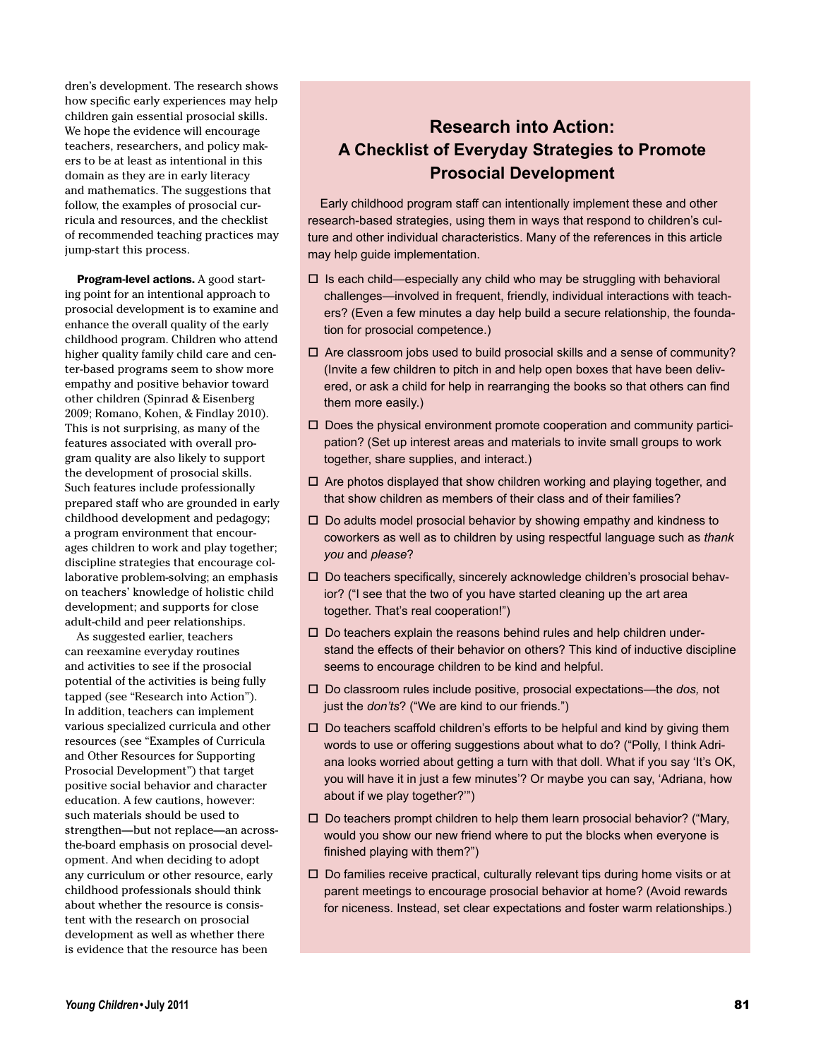dren's development. The research shows how specific early experiences may help children gain essential prosocial skills. We hope the evidence will encourage teachers, researchers, and policy makers to be at least as intentional in this domain as they are in early literacy and mathematics. The suggestions that follow, the examples of prosocial curricula and resources, and the checklist of recommended teaching practices may jump-start this process.

**Program-level actions.** A good starting point for an intentional approach to prosocial development is to examine and enhance the overall quality of the early childhood program. Children who attend higher quality family child care and center-based programs seem to show more empathy and positive behavior toward other children (Spinrad & Eisenberg 2009; Romano, Kohen, & Findlay 2010). This is not surprising, as many of the features associated with overall program quality are also likely to support the development of prosocial skills. Such features include professionally prepared staff who are grounded in early childhood development and pedagogy; a program environment that encourages children to work and play together; discipline strategies that encourage collaborative problem-solving; an emphasis on teachers' knowledge of holistic child development; and supports for close adult-child and peer relationships.

As suggested earlier, teachers can reexamine everyday routines and activities to see if the prosocial potential of the activities is being fully tapped (see "Research into Action"). In addition, teachers can implement various specialized curricula and other resources (see "Examples of Curricula and Other Resources for Supporting Prosocial Development") that target positive social behavior and character education. A few cautions, however: such materials should be used to strengthen—but not replace—an across-the-board emphasis on prosocial development. And when deciding to adopt any curriculum or other resource, early childhood professionals should think about whether the resource is consistent with the research on prosocial development as well as whether there is evidence that the resource has been

## Research into Action: A Checklist of Everyday Strategies to Promote Prosocial Development

Early childhood program staff can intentionally implement these and other research-based strategies, using them in ways that respond to children's culture and other individual characteristics. Many of the references in this article may help guide implementation.

- ☐ Is each child—especially any child who may be struggling with behavioral challenges—involved in frequent, friendly, individual interactions with teachers? (Even a few minutes a day help build a secure relationship, the foundation for prosocial competence.)
- ☐ Are classroom jobs used to build prosocial skills and a sense of community? (Invite a few children to pitch in and help open boxes that have been delivered, or ask a child for help in rearranging the books so that others can find them more easily.)
- ☐ Does the physical environment promote cooperation and community participation? (Set up interest areas and materials to invite small groups to work together, share supplies, and interact.)
- ☐ Are photos displayed that show children working and playing together, and that show children as members of their class and of their families?
- ☐ Do adults model prosocial behavior by showing empathy and kindness to coworkers as well as to children by using respectful language such as *thank you* and *please*?
- ☐ Do teachers specifically, sincerely acknowledge children's prosocial behavior? ("I see that the two of you have started cleaning up the art area together. That's real cooperation!")
- ☐ Do teachers explain the reasons behind rules and help children understand the effects of their behavior on others? This kind of inductive discipline seems to encourage children to be kind and helpful.
- ☐ Do classroom rules include positive, prosocial expectations—the *dos,* not just the *don'ts*? ("We are kind to our friends.")
- ☐ Do teachers scaffold children's efforts to be helpful and kind by giving them words to use or offering suggestions about what to do? ("Polly, I think Adriana looks worried about getting a turn with that doll. What if you say 'It's OK, you will have it in just a few minutes'? Or maybe you can say, 'Adriana, how about if we play together?'")
- ☐ Do teachers prompt children to help them learn prosocial behavior? ("Mary, would you show our new friend where to put the blocks when everyone is finished playing with them?")
- ☐ Do families receive practical, culturally relevant tips during home visits or at parent meetings to encourage prosocial behavior at home? (Avoid rewards for niceness. Instead, set clear expectations and foster warm relationships.)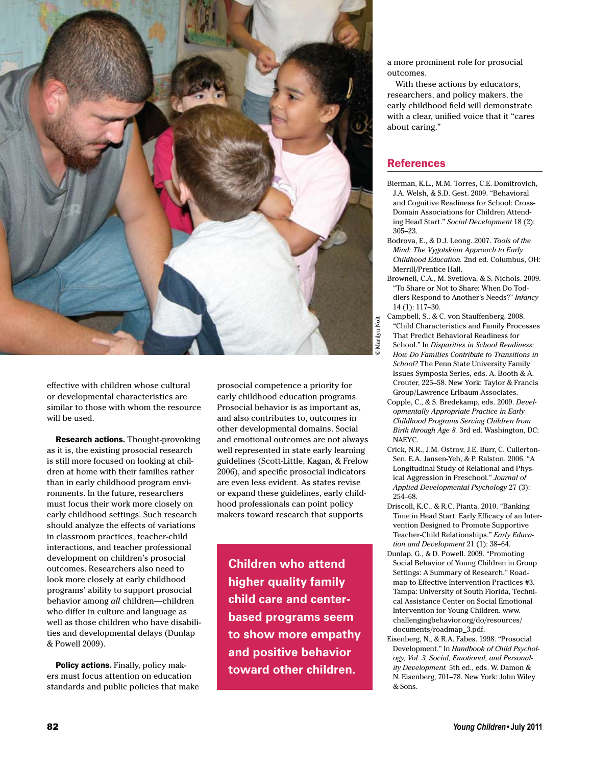effective with children whose cultural or developmental characteristics are similar to those with whom the resource will be used.

**Research actions.** Thought-provoking as it is, the existing prosocial research is still more focused on looking at children at home with their families rather than in early childhood program environments. In the future, researchers must focus their work more closely on early childhood settings. Such research should analyze the effects of variations in classroom practices, teacher-child interactions, and teacher professional development on children's prosocial outcomes. Researchers also need to look more closely at early childhood programs' ability to support prosocial behavior among *all* children—children who differ in culture and language as well as those children who have disabilities and developmental delays (Dunlap & Powell 2009).

**Policy actions.** Finally, policy makers must focus attention on education standards and public policies that make prosocial competence a priority for early childhood education programs. Prosocial behavior is as important as, and also contributes to, outcomes in other developmental domains. Social and emotional outcomes are not always well represented in state early learning guidelines (Scott-Little, Kagan, & Frelow 2006), and specific prosocial indicators are even less evident. As states revise or expand these guidelines, early childhood professionals can point policy makers toward research that supports a more prominent role for prosocial outcomes.

With these actions by educators, researchers, and policy makers, the early childhood field will demonstrate with a clear, unified voice that it "cares about caring."

**Children who attend higher quality family child care and center-based programs seem to show more empathy and positive behavior toward other children.**

© Marilyn Nolt

## References

Bierman, K.L., M.M. Torres, C.E. Domitrovich, J.A. Welsh, & S.D. Gest. 2009. "Behavioral and Cognitive Readiness for School: Cross-Domain Associations for Children Attending Head Start." *Social Development* 18 (2): 305–23.

Bodrova, E., & D.J. Leong. 2007. *Tools of the Mind: The Vygotskian Approach to Early Childhood Education.* 2nd ed. Columbus, OH: Merrill/Prentice Hall.

Brownell, C.A., M. Svetlova, & S. Nichols. 2009. "To Share or Not to Share: When Do Toddlers Respond to Another's Needs?" *Infancy* 14 (1): 117–30.

Campbell, S., & C. von Stauffenberg. 2008. "Child Characteristics and Family Processes That Predict Behavioral Readiness for School." In *Disparities in School Readiness: How Do Families Contribute to Transitions in School?* The Penn State University Family Issues Symposia Series, eds. A. Booth & A. Crouter, 225–58. New York: Taylor & Francis Group/Lawrence Erlbaum Associates.

Copple, C., & S. Bredekamp, eds. 2009. *Developmentally Appropriate Practice in Early Childhood Programs Serving Children from Birth through Age 8.* 3rd ed. Washington, DC: NAEYC.

Crick, N.R., J.M. Ostrov, J.E. Burr, C. Cullerton-Sen, E.A. Jansen-Yeh, & P. Ralston. 2006. "A Longitudinal Study of Relational and Physical Aggression in Preschool." *Journal of Applied Developmental Psychology* 27 (3): 254–68.

Driscoll, K.C., & R.C. Pianta. 2010. "Banking Time in Head Start: Early Efficacy of an Intervention Designed to Promote Supportive Teacher-Child Relationships." *Early Education and Development* 21 (1): 38–64.

Dunlap, G., & D. Powell. 2009. "Promoting Social Behavior of Young Children in Group Settings: A Summary of Research." Roadmap to Effective Intervention Practices #3. Tampa: University of South Florida, Technical Assistance Center on Social Emotional Intervention for Young Children. www.challengingbehavior.org/do/resources/documents/roadmap_3.pdf.

Eisenberg, N., & R.A. Fabes. 1998. "Prosocial Development." In *Handbook of Child Psychology, Vol. 3, Social, Emotional, and Personality Development.* 5th ed., eds. W. Damon & N. Eisenberg, 701–78. New York: John Wiley & Sons.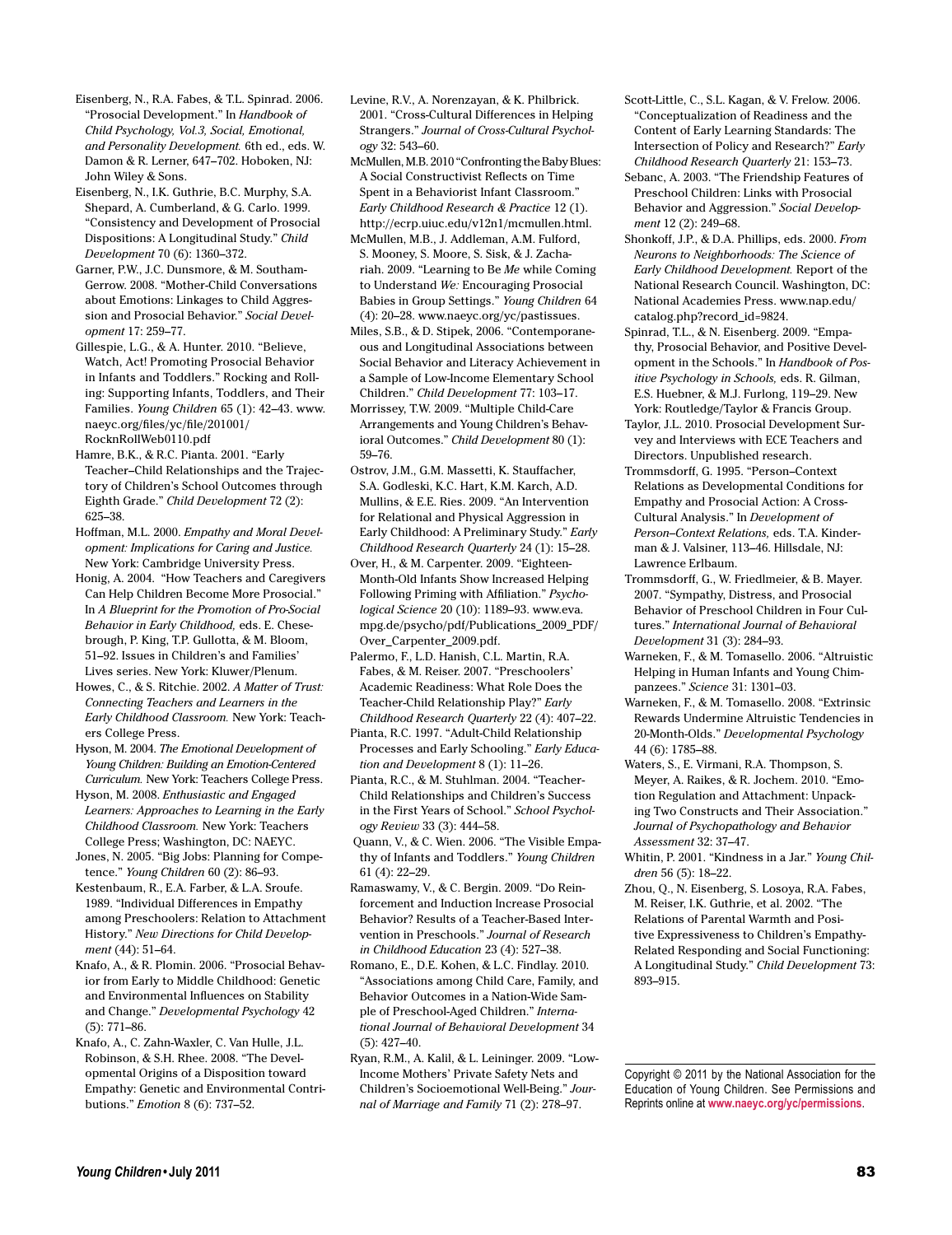Eisenberg, N., R.A. Fabes, & T.L. Spinrad. 2006. "Prosocial Development." In *Handbook of Child Psychology, Vol.3, Social, Emotional, and Personality Development.* 6th ed., eds. W. Damon & R. Lerner, 647–702. Hoboken, NJ: John Wiley & Sons.

Eisenberg, N., I.K. Guthrie, B.C. Murphy, S.A. Shepard, A. Cumberland, & G. Carlo. 1999. "Consistency and Development of Prosocial Dispositions: A Longitudinal Study." *Child Development* 70 (6): 1360–372.

Garner, P.W., J.C. Dunsmore, & M. Southam-Gerrow. 2008. "Mother-Child Conversations about Emotions: Linkages to Child Aggression and Prosocial Behavior." *Social Development* 17: 259–77.

Gillespie, L.G., & A. Hunter. 2010. "Believe, Watch, Act! Promoting Prosocial Behavior in Infants and Toddlers." Rocking and Rolling: Supporting Infants, Toddlers, and Their Families. *Young Children* 65 (1): 42–43. www.naeyc.org/files/yc/file/201001/RocknRollWeb0110.pdf

Hamre, B.K., & R.C. Pianta. 2001. "Early Teacher–Child Relationships and the Trajectory of Children's School Outcomes through Eighth Grade." *Child Development* 72 (2): 625–38.

Hoffman, M.L. 2000. *Empathy and Moral Development: Implications for Caring and Justice.* New York: Cambridge University Press.

Honig, A. 2004. "How Teachers and Caregivers Can Help Children Become More Prosocial." In *A Blueprint for the Promotion of Pro-Social Behavior in Early Childhood,* eds. E. Chesebrough, P. King, T.P. Gullotta, & M. Bloom, 51–92. Issues in Children's and Families' Lives series. New York: Kluwer/Plenum.

Howes, C., & S. Ritchie. 2002. *A Matter of Trust: Connecting Teachers and Learners in the Early Childhood Classroom.* New York: Teachers College Press.

Hyson, M. 2004. *The Emotional Development of Young Children: Building an Emotion-Centered Curriculum.* New York: Teachers College Press.

Hyson, M. 2008. *Enthusiastic and Engaged Learners: Approaches to Learning in the Early Childhood Classroom.* New York: Teachers College Press; Washington, DC: NAEYC.

Jones, N. 2005. "Big Jobs: Planning for Competence." *Young Children* 60 (2): 86–93.

Kestenbaum, R., E.A. Farber, & L.A. Sroufe. 1989. "Individual Differences in Empathy among Preschoolers: Relation to Attachment History." *New Directions for Child Development* (44): 51–64.

Knafo, A., & R. Plomin. 2006. "Prosocial Behavior from Early to Middle Childhood: Genetic and Environmental Influences on Stability and Change." *Developmental Psychology* 42 (5): 771–86.

Knafo, A., C. Zahn-Waxler, C. Van Hulle, J.L. Robinson, & S.H. Rhee. 2008. "The Developmental Origins of a Disposition toward Empathy: Genetic and Environmental Contributions." *Emotion* 8 (6): 737–52.

Levine, R.V., A. Norenzayan, & K. Philbrick. 2001. "Cross-Cultural Differences in Helping Strangers." *Journal of Cross-Cultural Psychology* 32: 543–60.

McMullen, M.B. 2010 "Confronting the Baby Blues: A Social Constructivist Reflects on Time Spent in a Behaviorist Infant Classroom." *Early Childhood Research & Practice* 12 (1). http://ecrp.uiuc.edu/v12n1/mcmullen.html.

McMullen, M.B., J. Addleman, A.M. Fulford, S. Mooney, S. Moore, S. Sisk, & J. Zachariah. 2009. "Learning to Be *Me* while Coming to Understand *We:* Encouraging Prosocial Babies in Group Settings." *Young Children* 64 (4): 20–28. www.naeyc.org/yc/pastissues.

Miles, S.B., & D. Stipek, 2006. "Contemporaneous and Longitudinal Associations between Social Behavior and Literacy Achievement in a Sample of Low-Income Elementary School Children." *Child Development* 77: 103–17.

Morrissey, T.W. 2009. "Multiple Child-Care Arrangements and Young Children's Behavioral Outcomes." *Child Development* 80 (1): 59–76.

Ostrov, J.M., G.M. Massetti, K. Stauffacher, S.A. Godleski, K.C. Hart, K.M. Karch, A.D. Mullins, & E.E. Ries. 2009. "An Intervention for Relational and Physical Aggression in Early Childhood: A Preliminary Study." *Early Childhood Research Quarterly* 24 (1): 15–28.

Over, H., & M. Carpenter. 2009. "Eighteen-Month-Old Infants Show Increased Helping Following Priming with Affiliation." *Psychological Science* 20 (10): 1189–93. www.eva.mpg.de/psycho/pdf/Publications_2009_PDF/Over_Carpenter_2009.pdf.

Palermo, F., L.D. Hanish, C.L. Martin, R.A. Fabes, & M. Reiser. 2007. "Preschoolers' Academic Readiness: What Role Does the Teacher-Child Relationship Play?" *Early Childhood Research Quarterly* 22 (4): 407–22.

Pianta, R.C. 1997. "Adult-Child Relationship Processes and Early Schooling." *Early Education and Development* 8 (1): 11–26.

Pianta, R.C., & M. Stuhlman. 2004. "Teacher-Child Relationships and Children's Success in the First Years of School." *School Psychology Review* 33 (3): 444–58.

Quann, V., & C. Wien. 2006. "The Visible Empathy of Infants and Toddlers." *Young Children* 61 (4): 22–29.

Ramaswamy, V., & C. Bergin. 2009. "Do Reinforcement and Induction Increase Prosocial Behavior? Results of a Teacher-Based Intervention in Preschools." *Journal of Research in Childhood Education* 23 (4): 527–38.

Romano, E., D.E. Kohen, & L.C. Findlay. 2010. "Associations among Child Care, Family, and Behavior Outcomes in a Nation-Wide Sample of Preschool-Aged Children." *International Journal of Behavioral Development* 34 (5): 427–40.

Ryan, R.M., A. Kalil, & L. Leininger. 2009. "Low-Income Mothers' Private Safety Nets and Children's Socioemotional Well-Being." *Journal of Marriage and Family* 71 (2): 278–97.

Scott-Little, C., S.L. Kagan, & V. Frelow. 2006. "Conceptualization of Readiness and the Content of Early Learning Standards: The Intersection of Policy and Research?" *Early Childhood Research Quarterly* 21: 153–73.

Sebanc, A. 2003. "The Friendship Features of Preschool Children: Links with Prosocial Behavior and Aggression." *Social Development* 12 (2): 249–68.

Shonkoff, J.P., & D.A. Phillips, eds. 2000. *From Neurons to Neighborhoods: The Science of Early Childhood Development.* Report of the National Research Council. Washington, DC: National Academies Press. www.nap.edu/catalog.php?record_id=9824.

Spinrad, T.L., & N. Eisenberg. 2009. "Empathy, Prosocial Behavior, and Positive Development in the Schools." In *Handbook of Positive Psychology in Schools,* eds. R. Gilman, E.S. Huebner, & M.J. Furlong, 119–29. New York: Routledge/Taylor & Francis Group.

Taylor, J.L. 2010. Prosocial Development Survey and Interviews with ECE Teachers and Directors. Unpublished research.

Trommsdorff, G. 1995. "Person–Context Relations as Developmental Conditions for Empathy and Prosocial Action: A Cross-Cultural Analysis." In *Development of Person–Context Relations,* eds. T.A. Kinderman & J. Valsiner, 113–46. Hillsdale, NJ: Lawrence Erlbaum.

Trommsdorff, G., W. Friedlmeier, & B. Mayer. 2007. "Sympathy, Distress, and Prosocial Behavior of Preschool Children in Four Cultures." *International Journal of Behavioral Development* 31 (3): 284–93.

Warneken, F., & M. Tomasello. 2006. "Altruistic Helping in Human Infants and Young Chimpanzees." *Science* 31: 1301–03.

Warneken, F., & M. Tomasello. 2008. "Extrinsic Rewards Undermine Altruistic Tendencies in 20-Month-Olds." *Developmental Psychology* 44 (6): 1785–88.

Waters, S., E. Virmani, R.A. Thompson, S. Meyer, A. Raikes, & R. Jochem. 2010. "Emotion Regulation and Attachment: Unpacking Two Constructs and Their Association." *Journal of Psychopathology and Behavior Assessment* 32: 37–47.

Whitin, P. 2001. "Kindness in a Jar." *Young Children* 56 (5): 18–22.

Zhou, Q., N. Eisenberg, S. Losoya, R.A. Fabes, M. Reiser, I.K. Guthrie, et al. 2002. "The Relations of Parental Warmth and Positive Expressiveness to Children's Empathy-Related Responding and Social Functioning: A Longitudinal Study." *Child Development* 73: 893–915.

Copyright © 2011 by the National Association for the Education of Young Children. See Permissions and Reprints online at **www.naeyc.org/yc/permissions**.